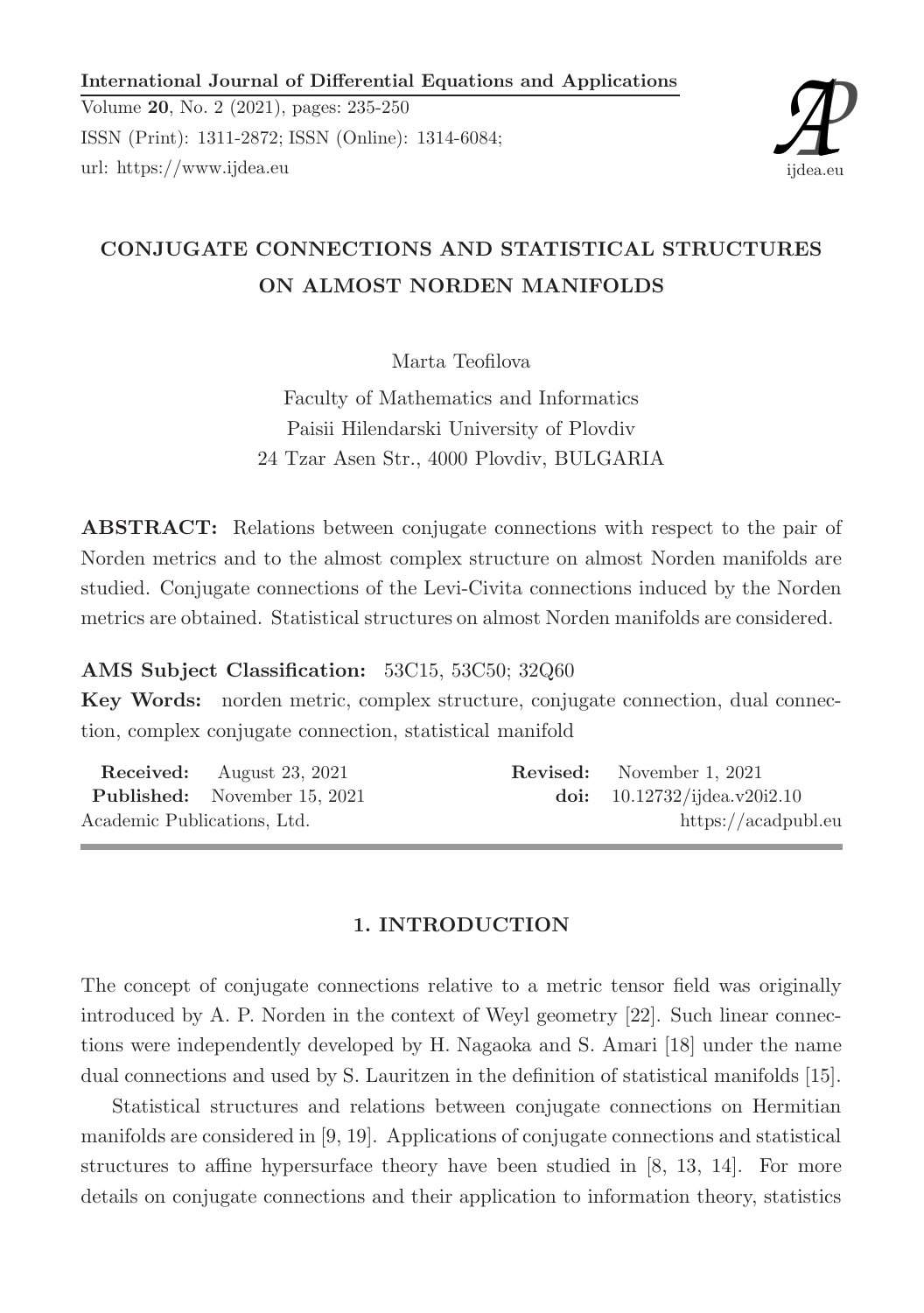**International Journal of Differential Equations and Applications**

Volume **20**, No. 2 (2021), pages: 235-250

ISSN (Print): 1311-2872; ISSN (Online): 1314-6084;

url: https://www.ijdea.eu

# CONJUGATE CONNECTIONS AND STATISTICAL STRUCTURES ON ALMOST NORDEN MANIFOLDS

Marta Teofilova

Faculty of Mathematics and Informatics
Paisii Hilendarski University of Plovdiv
24 Tzar Asen Str., 4000 Plovdiv, BULGARIA

**ABSTRACT:** Relations between conjugate connections with respect to the pair of Norden metrics and to the almost complex structure on almost Norden manifolds are studied. Conjugate connections of the Levi-Civita connections induced by the Norden metrics are obtained. Statistical structures on almost Norden manifolds are considered.

**AMS Subject Classification:** 53C15, 53C50; 32Q60

**Key Words:** norden metric, complex structure, conjugate connection, dual connection, complex conjugate connection, statistical manifold

**Received:** August 23, 2021 **Revised:** November 1, 2021
**Published:** November 15, 2021 **doi:** 10.12732/ijdea.v20i2.10
Academic Publications, Ltd. https://acadpubl.eu

## 1. INTRODUCTION

The concept of conjugate connections relative to a metric tensor field was originally introduced by A. P. Norden in the context of Weyl geometry [22]. Such linear connections were independently developed by H. Nagaoka and S. Amari [18] under the name dual connections and used by S. Lauritzen in the definition of statistical manifolds [15].

Statistical structures and relations between conjugate connections on Hermitian manifolds are considered in [9, 19]. Applications of conjugate connections and statistical structures to affine hypersurface theory have been studied in [8, 13, 14]. For more details on conjugate connections and their application to information theory, statistics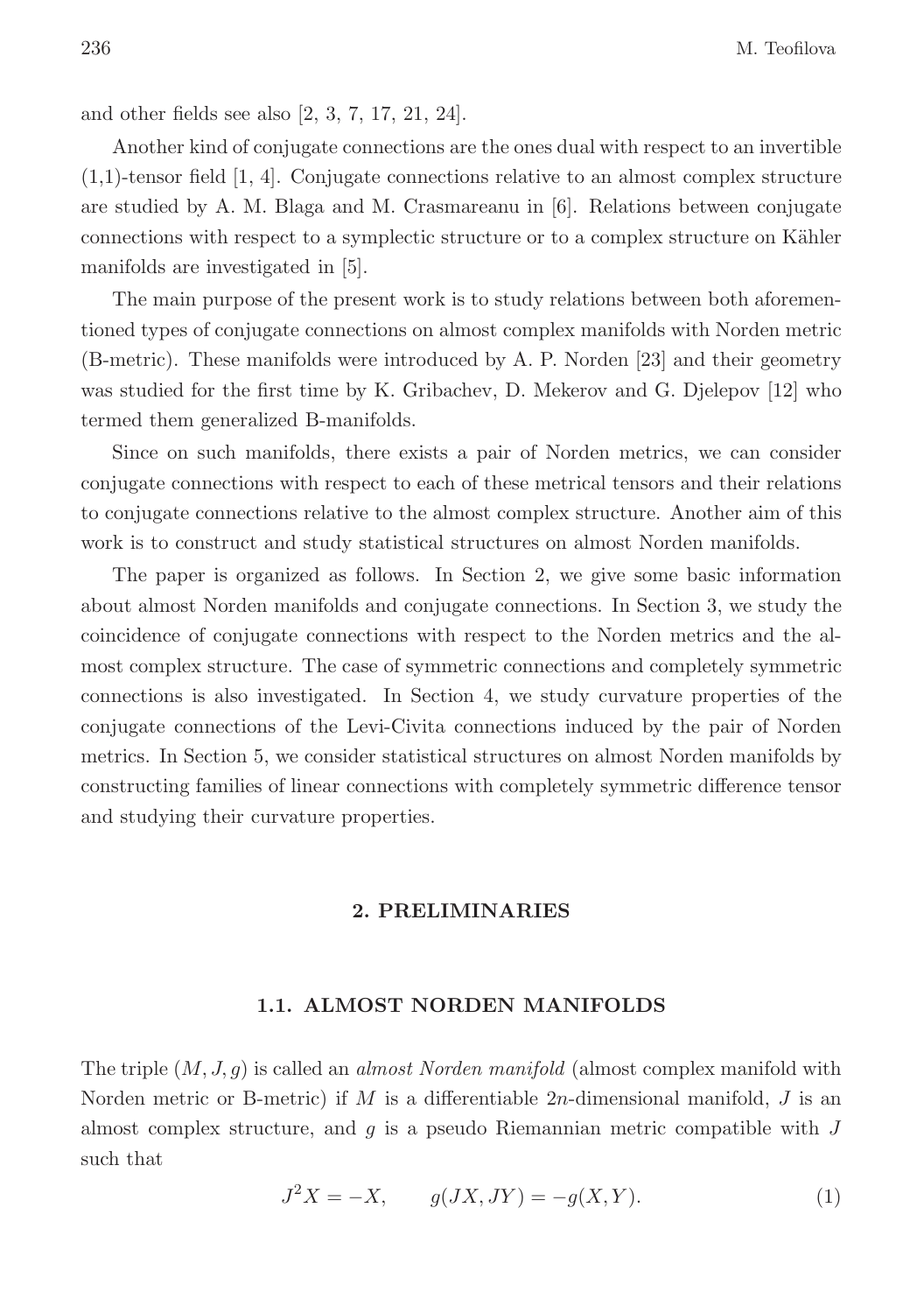and other fields see also [2, 3, 7, 17, 21, 24].

Another kind of conjugate connections are the ones dual with respect to an invertible (1,1)-tensor field [1, 4]. Conjugate connections relative to an almost complex structure are studied by A. M. Blaga and M. Crasmareanu in [6]. Relations between conjugate connections with respect to a symplectic structure or to a complex structure on Kähler manifolds are investigated in [5].

The main purpose of the present work is to study relations between both aforementioned types of conjugate connections on almost complex manifolds with Norden metric (B-metric). These manifolds were introduced by A. P. Norden [23] and their geometry was studied for the first time by K. Gribachev, D. Mekerov and G. Djelepov [12] who termed them generalized B-manifolds.

Since on such manifolds, there exists a pair of Norden metrics, we can consider conjugate connections with respect to each of these metrical tensors and their relations to conjugate connections relative to the almost complex structure. Another aim of this work is to construct and study statistical structures on almost Norden manifolds.

The paper is organized as follows. In Section 2, we give some basic information about almost Norden manifolds and conjugate connections. In Section 3, we study the coincidence of conjugate connections with respect to the Norden metrics and the almost complex structure. The case of symmetric connections and completely symmetric connections is also investigated. In Section 4, we study curvature properties of the conjugate connections of the Levi-Civita connections induced by the pair of Norden metrics. In Section 5, we consider statistical structures on almost Norden manifolds by constructing families of linear connections with completely symmetric difference tensor and studying their curvature properties.

## 2. PRELIMINARIES

### 1.1. ALMOST NORDEN MANIFOLDS

The triple $(M, J, g)$ is called an *almost Norden manifold* (almost complex manifold with Norden metric or B-metric) if $M$ is a differentiable $2n$-dimensional manifold, $J$ is an almost complex structure, and $g$ is a pseudo Riemannian metric compatible with $J$ such that

$$J^2X = -X, \qquad g(JX, JY) = -g(X, Y). \tag{1}$$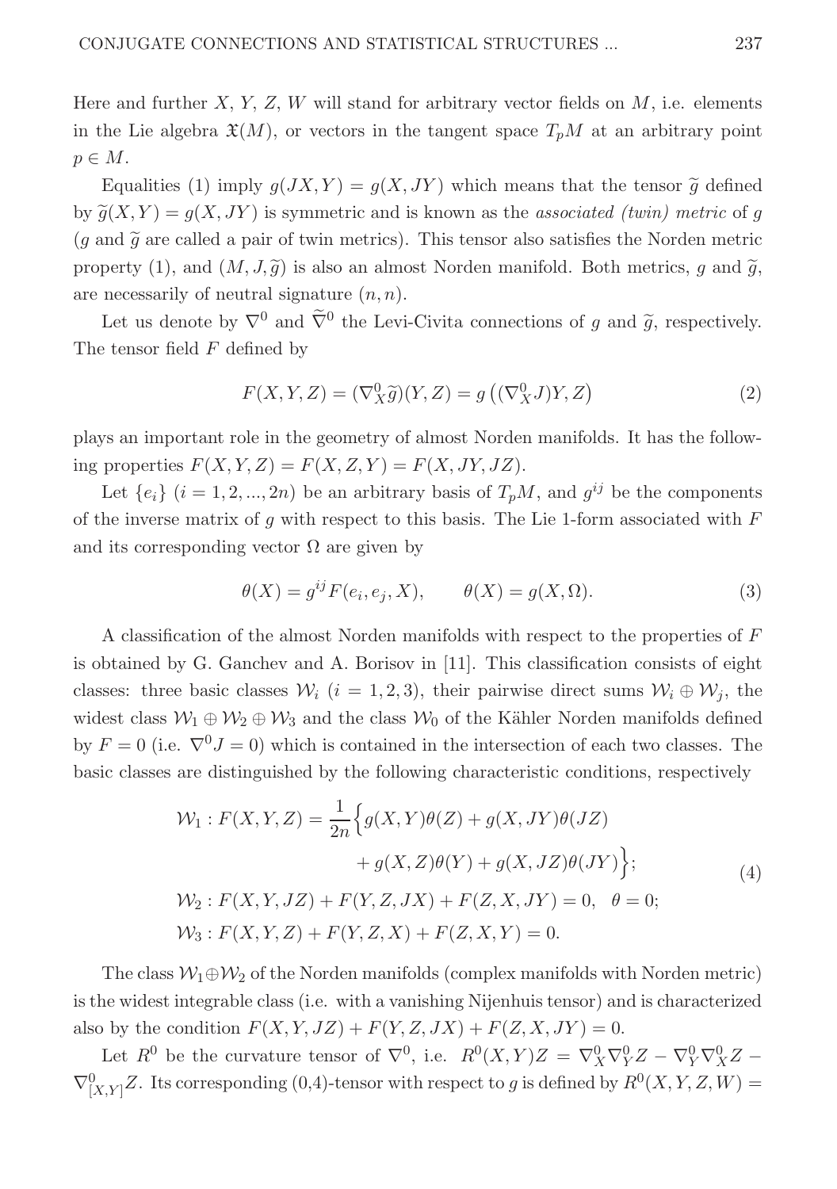Here and further $X$, $Y$, $Z$, $W$ will stand for arbitrary vector fields on $M$, i.e. elements in the Lie algebra $\mathfrak{X}(M)$, or vectors in the tangent space $T_pM$ at an arbitrary point $p \in M$.

Equalities (1) imply $g(JX, Y) = g(X, JY)$ which means that the tensor $\widetilde{g}$ defined by $\widetilde{g}(X, Y) = g(X, JY)$ is symmetric and is known as the *associated (twin) metric* of $g$ ($g$ and $\widetilde{g}$ are called a pair of twin metrics). This tensor also satisfies the Norden metric property (1), and $(M, J, \widetilde{g})$ is also an almost Norden manifold. Both metrics, $g$ and $\widetilde{g}$, are necessarily of neutral signature $(n, n)$.

Let us denote by $\nabla^0$ and $\widetilde{\nabla}^0$ the Levi-Civita connections of $g$ and $\widetilde{g}$, respectively. The tensor field $F$ defined by

$$F(X, Y, Z) = (\nabla^0_X \widetilde{g})(Y, Z) = g\left((\nabla^0_X J)Y, Z\right) \tag{2}$$

plays an important role in the geometry of almost Norden manifolds. It has the following properties $F(X, Y, Z) = F(X, Z, Y) = F(X, JY, JZ)$.

Let $\{e_i\}$ $(i = 1, 2, ..., 2n)$ be an arbitrary basis of $T_pM$, and $g^{ij}$ be the components of the inverse matrix of $g$ with respect to this basis. The Lie 1-form associated with $F$ and its corresponding vector $\Omega$ are given by

$$\theta(X) = g^{ij} F(e_i, e_j, X), \qquad \theta(X) = g(X, \Omega). \tag{3}$$

A classification of the almost Norden manifolds with respect to the properties of $F$ is obtained by G. Ganchev and A. Borisov in [11]. This classification consists of eight classes: three basic classes $\mathcal{W}_i$ $(i = 1, 2, 3)$, their pairwise direct sums $\mathcal{W}_i \oplus \mathcal{W}_j$, the widest class $\mathcal{W}_1 \oplus \mathcal{W}_2 \oplus \mathcal{W}_3$ and the class $\mathcal{W}_0$ of the Kähler Norden manifolds defined by $F = 0$ (i.e. $\nabla^0 J = 0$) which is contained in the intersection of each two classes. The basic classes are distinguished by the following characteristic conditions, respectively

$$\begin{aligned}
\mathcal{W}_1 : F(X, Y, Z) = \frac{1}{2n}\Big\{ & g(X, Y)\theta(Z) + g(X, JY)\theta(JZ) \\
& + g(X, Z)\theta(Y) + g(X, JZ)\theta(JY)\Big\}; \\
\mathcal{W}_2 : F(X, Y, JZ) + & F(Y, Z, JX) + F(Z, X, JY) = 0, \quad \theta = 0; \\
\mathcal{W}_3 : F(X, Y, Z) + & F(Y, Z, X) + F(Z, X, Y) = 0.
\end{aligned} \tag{4}$$

The class $\mathcal{W}_1 \oplus \mathcal{W}_2$ of the Norden manifolds (complex manifolds with Norden metric) is the widest integrable class (i.e. with a vanishing Nijenhuis tensor) and is characterized also by the condition $F(X, Y, JZ) + F(Y, Z, JX) + F(Z, X, JY) = 0$.

Let $R^0$ be the curvature tensor of $\nabla^0$, i.e. $R^0(X, Y)Z = \nabla^0_X \nabla^0_Y Z - \nabla^0_Y \nabla^0_X Z - \nabla^0_{[X,Y]} Z$. Its corresponding (0,4)-tensor with respect to $g$ is defined by $R^0(X, Y, Z, W) =$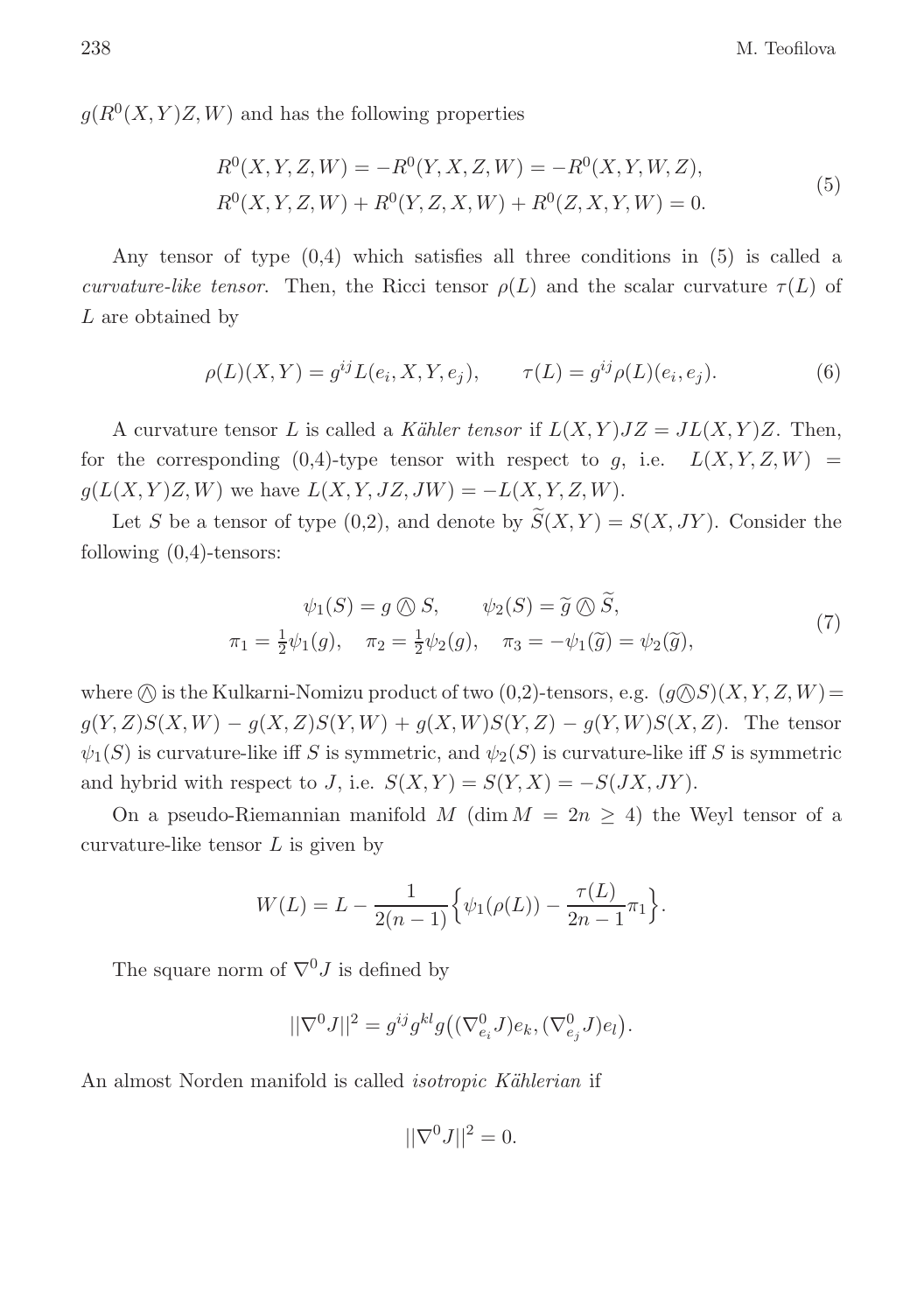$g(R^0(X,Y)Z,W)$ and has the following properties

$$
\begin{aligned}
&R^0(X,Y,Z,W) = -R^0(Y,X,Z,W) = -R^0(X,Y,W,Z),\\
&R^0(X,Y,Z,W) + R^0(Y,Z,X,W) + R^0(Z,X,Y,W) = 0.
\end{aligned} \tag{5}
$$

Any tensor of type (0,4) which satisfies all three conditions in (5) is called a *curvature-like tensor.* Then, the Ricci tensor $\rho(L)$ and the scalar curvature $\tau(L)$ of $L$ are obtained by

$$
\rho(L)(X,Y) = g^{ij}L(e_i,X,Y,e_j), \qquad \tau(L) = g^{ij}\rho(L)(e_i,e_j). \tag{6}
$$

A curvature tensor $L$ is called a *Kähler tensor* if $L(X,Y)JZ = JL(X,Y)Z$. Then, for the corresponding (0,4)-type tensor with respect to $g$, i.e. $L(X,Y,Z,W) = g(L(X,Y)Z,W)$ we have $L(X,Y,JZ,JW) = -L(X,Y,Z,W)$.

Let $S$ be a tensor of type (0,2), and denote by $\widetilde{S}(X,Y) = S(X,JY)$. Consider the following (0,4)-tensors:

$$
\begin{aligned}
&\psi_1(S) = g \owedge S, \qquad \psi_2(S) = \widetilde{g} \owedge \widetilde{S},\\
&\pi_1 = \tfrac{1}{2}\psi_1(g), \quad \pi_2 = \tfrac{1}{2}\psi_2(g), \quad \pi_3 = -\psi_1(\widetilde{g}) = \psi_2(\widetilde{g}),
\end{aligned} \tag{7}
$$

where $\owedge$ is the Kulkarni-Nomizu product of two (0,2)-tensors, e.g. $(g\owedge S)(X,Y,Z,W) = g(Y,Z)S(X,W) - g(X,Z)S(Y,W) + g(X,W)S(Y,Z) - g(Y,W)S(X,Z)$. The tensor $\psi_1(S)$ is curvature-like iff $S$ is symmetric, and $\psi_2(S)$ is curvature-like iff $S$ is symmetric and hybrid with respect to $J$, i.e. $S(X,Y) = S(Y,X) = -S(JX,JY)$.

On a pseudo-Riemannian manifold $M$ ($\dim M = 2n \geq 4$) the Weyl tensor of a curvature-like tensor $L$ is given by

$$
W(L) = L - \frac{1}{2(n-1)}\Big\{\psi_1(\rho(L)) - \frac{\tau(L)}{2n-1}\pi_1\Big\}.
$$

The square norm of $\nabla^0 J$ is defined by

$$
||\nabla^0 J||^2 = g^{ij}g^{kl}g\big((\nabla^0_{e_i}J)e_k, (\nabla^0_{e_j}J)e_l\big).
$$

An almost Norden manifold is called *isotropic Kählerian* if

$$
||\nabla^0 J||^2 = 0.
$$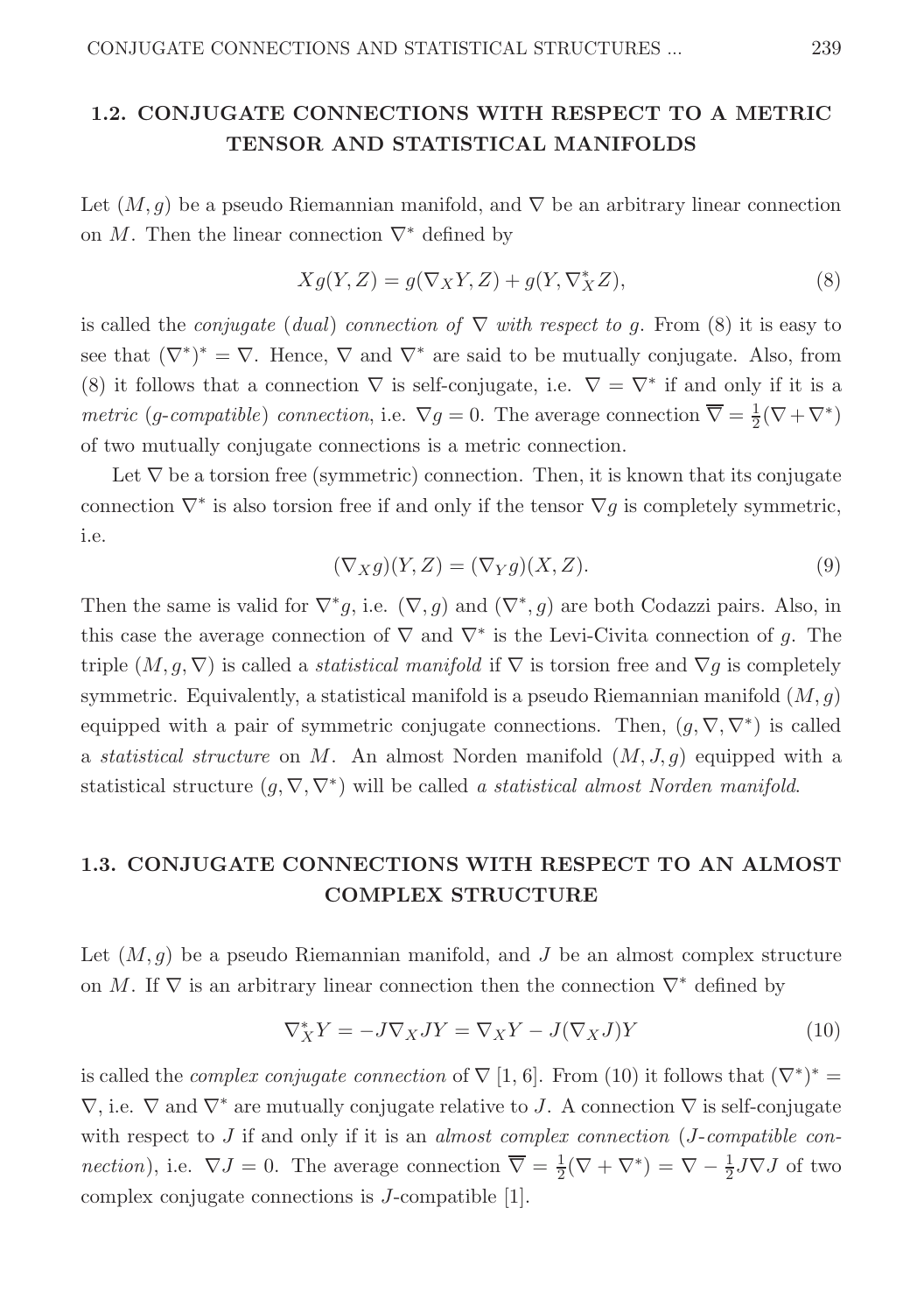## 1.2. CONJUGATE CONNECTIONS WITH RESPECT TO A METRIC TENSOR AND STATISTICAL MANIFOLDS

Let $(M, g)$ be a pseudo Riemannian manifold, and $\nabla$ be an arbitrary linear connection on $M$. Then the linear connection $\nabla^*$ defined by

$$Xg(Y, Z) = g(\nabla_X Y, Z) + g(Y, \nabla^*_X Z), \tag{8}$$

is called the *conjugate* (*dual*) *connection of* $\nabla$ *with respect to* $g$. From (8) it is easy to see that $(\nabla^*)^* = \nabla$. Hence, $\nabla$ and $\nabla^*$ are said to be mutually conjugate. Also, from (8) it follows that a connection $\nabla$ is self-conjugate, i.e. $\nabla = \nabla^*$ if and only if it is a *metric* (*g-compatible*) *connection*, i.e. $\nabla g = 0$. The average connection $\overline{\nabla} = \frac{1}{2}(\nabla + \nabla^*)$ of two mutually conjugate connections is a metric connection.

Let $\nabla$ be a torsion free (symmetric) connection. Then, it is known that its conjugate connection $\nabla^*$ is also torsion free if and only if the tensor $\nabla g$ is completely symmetric, i.e.

$$(\nabla_X g)(Y, Z) = (\nabla_Y g)(X, Z). \tag{9}$$

Then the same is valid for $\nabla^* g$, i.e. $(\nabla, g)$ and $(\nabla^*, g)$ are both Codazzi pairs. Also, in this case the average connection of $\nabla$ and $\nabla^*$ is the Levi-Civita connection of $g$. The triple $(M, g, \nabla)$ is called a *statistical manifold* if $\nabla$ is torsion free and $\nabla g$ is completely symmetric. Equivalently, a statistical manifold is a pseudo Riemannian manifold $(M, g)$ equipped with a pair of symmetric conjugate connections. Then, $(g, \nabla, \nabla^*)$ is called a *statistical structure* on $M$. An almost Norden manifold $(M, J, g)$ equipped with a statistical structure $(g, \nabla, \nabla^*)$ will be called *a statistical almost Norden manifold*.

## 1.3. CONJUGATE CONNECTIONS WITH RESPECT TO AN ALMOST COMPLEX STRUCTURE

Let $(M, g)$ be a pseudo Riemannian manifold, and $J$ be an almost complex structure on $M$. If $\nabla$ is an arbitrary linear connection then the connection $\nabla^*$ defined by

$$\nabla^*_X Y = -J\nabla_X JY = \nabla_X Y - J(\nabla_X J)Y \tag{10}$$

is called the *complex conjugate connection* of $\nabla$ [1, 6]. From (10) it follows that $(\nabla^*)^* = \nabla$, i.e. $\nabla$ and $\nabla^*$ are mutually conjugate relative to $J$. A connection $\nabla$ is self-conjugate with respect to $J$ if and only if it is an *almost complex connection* (*J-compatible connection*), i.e. $\nabla J = 0$. The average connection $\overline{\nabla} = \frac{1}{2}(\nabla + \nabla^*) = \nabla - \frac{1}{2}J\nabla J$ of two complex conjugate connections is $J$-compatible [1].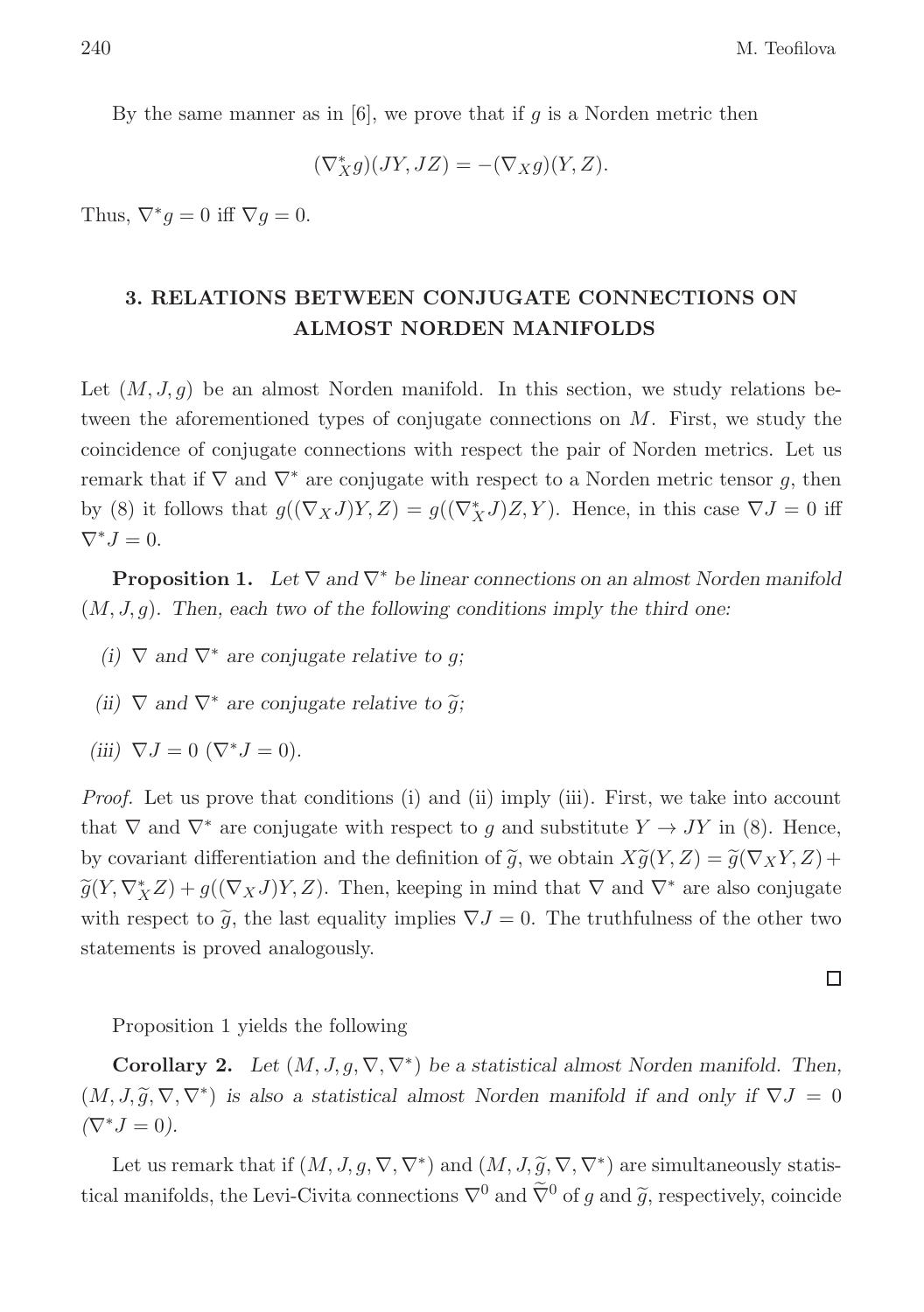By the same manner as in [6], we prove that if $g$ is a Norden metric then

$$(\nabla^*_X g)(JY, JZ) = -(\nabla_X g)(Y, Z).$$

Thus, $\nabla^* g = 0$ iff $\nabla g = 0$.

## 3. RELATIONS BETWEEN CONJUGATE CONNECTIONS ON ALMOST NORDEN MANIFOLDS

Let $(M, J, g)$ be an almost Norden manifold. In this section, we study relations between the aforementioned types of conjugate connections on $M$. First, we study the coincidence of conjugate connections with respect the pair of Norden metrics. Let us remark that if $\nabla$ and $\nabla^*$ are conjugate with respect to a Norden metric tensor $g$, then by (8) it follows that $g((\nabla_X J)Y, Z) = g((\nabla^*_X J)Z, Y)$. Hence, in this case $\nabla J = 0$ iff $\nabla^* J = 0$.

**Proposition 1.** *Let $\nabla$ and $\nabla^*$ be linear connections on an almost Norden manifold $(M, J, g)$. Then, each two of the following conditions imply the third one:*

*(i) $\nabla$ and $\nabla^*$ are conjugate relative to $g$;*

*(ii) $\nabla$ and $\nabla^*$ are conjugate relative to $\widetilde{g}$;*

*(iii) $\nabla J = 0$ ($\nabla^* J = 0$).*

*Proof.* Let us prove that conditions (i) and (ii) imply (iii). First, we take into account that $\nabla$ and $\nabla^*$ are conjugate with respect to $g$ and substitute $Y \to JY$ in (8). Hence, by covariant differentiation and the definition of $\widetilde{g}$, we obtain $X\widetilde{g}(Y, Z) = \widetilde{g}(\nabla_X Y, Z) + \widetilde{g}(Y, \nabla^*_X Z) + g((\nabla_X J)Y, Z)$. Then, keeping in mind that $\nabla$ and $\nabla^*$ are also conjugate with respect to $\widetilde{g}$, the last equality implies $\nabla J = 0$. The truthfulness of the other two statements is proved analogously. □

Proposition 1 yields the following

**Corollary 2.** *Let $(M, J, g, \nabla, \nabla^*)$ be a statistical almost Norden manifold. Then, $(M, J, \widetilde{g}, \nabla, \nabla^*)$ is also a statistical almost Norden manifold if and only if $\nabla J = 0$ ($\nabla^* J = 0$).*

Let us remark that if $(M, J, g, \nabla, \nabla^*)$ and $(M, J, \widetilde{g}, \nabla, \nabla^*)$ are simultaneously statistical manifolds, the Levi-Civita connections $\nabla^0$ and $\widetilde{\nabla}^0$ of $g$ and $\widetilde{g}$, respectively, coincide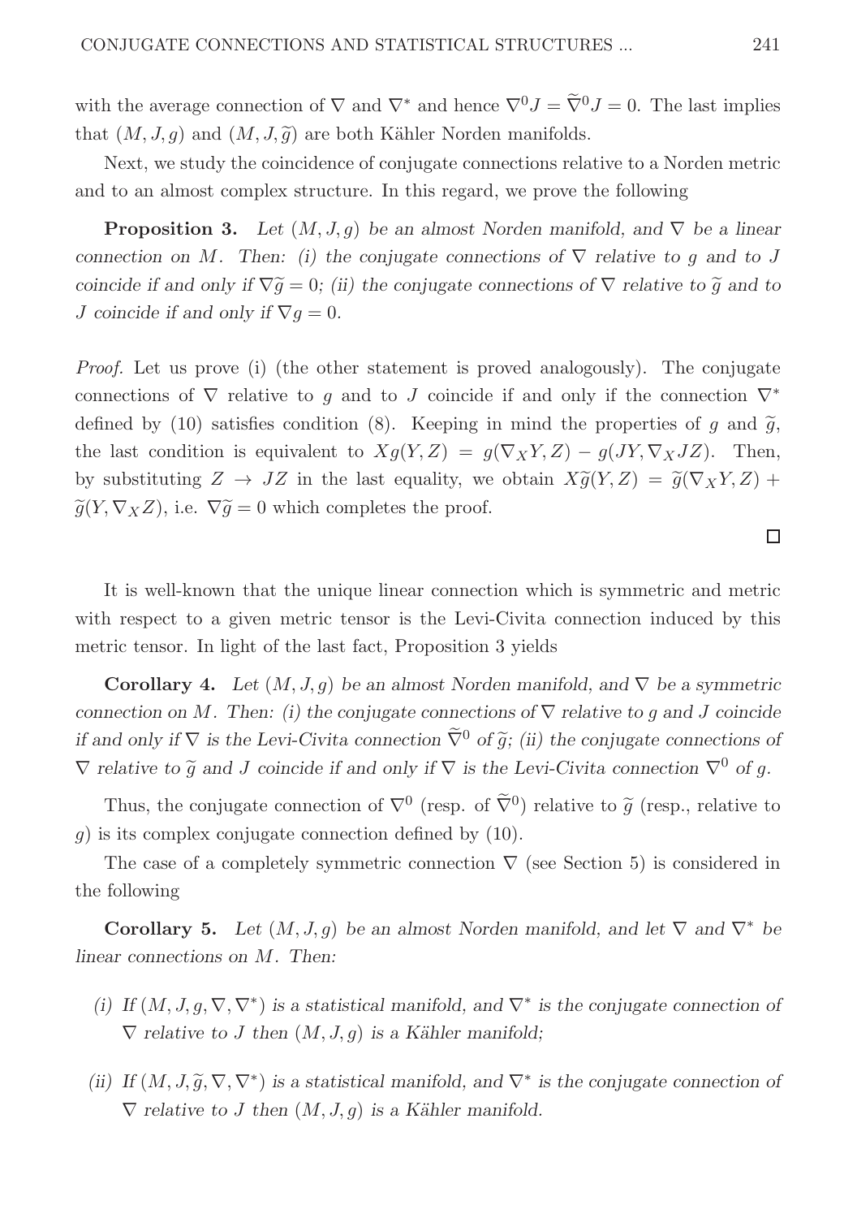with the average connection of $\nabla$ and $\nabla^*$ and hence $\nabla^0 J = \widetilde{\nabla}^0 J = 0$. The last implies that $(M, J, g)$ and $(M, J, \widetilde{g})$ are both Kähler Norden manifolds.

Next, we study the coincidence of conjugate connections relative to a Norden metric and to an almost complex structure. In this regard, we prove the following

**Proposition 3.** *Let $(M, J, g)$ be an almost Norden manifold, and $\nabla$ be a linear connection on $M$. Then: (i) the conjugate connections of $\nabla$ relative to $g$ and to $J$ coincide if and only if $\nabla \widetilde{g} = 0$; (ii) the conjugate connections of $\nabla$ relative to $\widetilde{g}$ and to $J$ coincide if and only if $\nabla g = 0$.*

*Proof.* Let us prove (i) (the other statement is proved analogously). The conjugate connections of $\nabla$ relative to $g$ and to $J$ coincide if and only if the connection $\nabla^*$ defined by (10) satisfies condition (8). Keeping in mind the properties of $g$ and $\widetilde{g}$, the last condition is equivalent to $Xg(Y, Z) = g(\nabla_X Y, Z) - g(JY, \nabla_X JZ)$. Then, by substituting $Z \to JZ$ in the last equality, we obtain $X\widetilde{g}(Y, Z) = \widetilde{g}(\nabla_X Y, Z) + \widetilde{g}(Y, \nabla_X Z)$, i.e. $\nabla \widetilde{g} = 0$ which completes the proof.

□

It is well-known that the unique linear connection which is symmetric and metric with respect to a given metric tensor is the Levi-Civita connection induced by this metric tensor. In light of the last fact, Proposition 3 yields

**Corollary 4.** *Let $(M, J, g)$ be an almost Norden manifold, and $\nabla$ be a symmetric connection on $M$. Then: (i) the conjugate connections of $\nabla$ relative to $g$ and $J$ coincide if and only if $\nabla$ is the Levi-Civita connection $\widetilde{\nabla}^0$ of $\widetilde{g}$; (ii) the conjugate connections of $\nabla$ relative to $\widetilde{g}$ and $J$ coincide if and only if $\nabla$ is the Levi-Civita connection $\nabla^0$ of $g$.*

Thus, the conjugate connection of $\nabla^0$ (resp. of $\widetilde{\nabla}^0$) relative to $\widetilde{g}$ (resp., relative to $g$) is its complex conjugate connection defined by (10).

The case of a completely symmetric connection $\nabla$ (see Section 5) is considered in the following

**Corollary 5.** *Let $(M, J, g)$ be an almost Norden manifold, and let $\nabla$ and $\nabla^*$ be linear connections on $M$. Then:*

*(i) If $(M, J, g, \nabla, \nabla^*)$ is a statistical manifold, and $\nabla^*$ is the conjugate connection of $\nabla$ relative to $J$ then $(M, J, g)$ is a Kähler manifold;*

*(ii) If $(M, J, \widetilde{g}, \nabla, \nabla^*)$ is a statistical manifold, and $\nabla^*$ is the conjugate connection of $\nabla$ relative to $J$ then $(M, J, g)$ is a Kähler manifold.*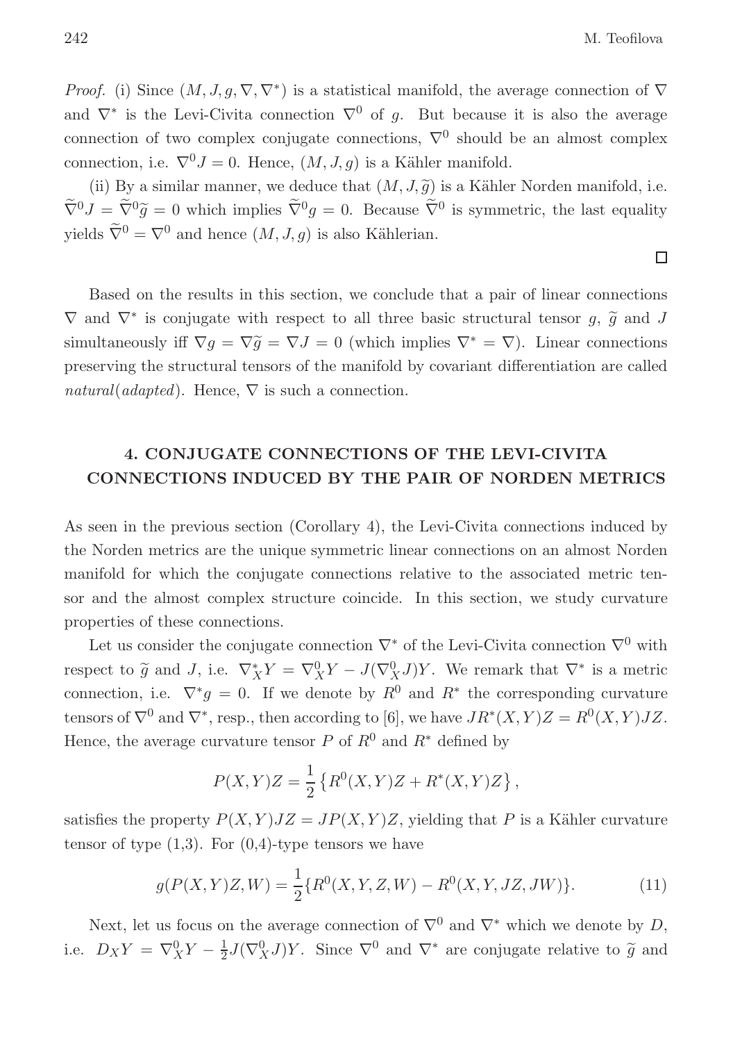*Proof.* (i) Since $(M, J, g, \nabla, \nabla^*)$ is a statistical manifold, the average connection of $\nabla$ and $\nabla^*$ is the Levi-Civita connection $\nabla^0$ of $g$. But because it is also the average connection of two complex conjugate connections, $\nabla^0$ should be an almost complex connection, i.e. $\nabla^0 J = 0$. Hence, $(M, J, g)$ is a Kähler manifold.

(ii) By a similar manner, we deduce that $(M, J, \widetilde{g})$ is a Kähler Norden manifold, i.e. $\widetilde{\nabla}^0 J = \widetilde{\nabla}^0 \widetilde{g} = 0$ which implies $\widetilde{\nabla}^0 g = 0$. Because $\widetilde{\nabla}^0$ is symmetric, the last equality yields $\widetilde{\nabla}^0 = \nabla^0$ and hence $(M, J, g)$ is also Kählerian. □

Based on the results in this section, we conclude that a pair of linear connections $\nabla$ and $\nabla^*$ is conjugate with respect to all three basic structural tensor $g$, $\widetilde{g}$ and $J$ simultaneously iff $\nabla g = \nabla \widetilde{g} = \nabla J = 0$ (which implies $\nabla^* = \nabla$). Linear connections preserving the structural tensors of the manifold by covariant differentiation are called *natural*(*adapted*). Hence, $\nabla$ is such a connection.

## 4. CONJUGATE CONNECTIONS OF THE LEVI-CIVITA CONNECTIONS INDUCED BY THE PAIR OF NORDEN METRICS

As seen in the previous section (Corollary 4), the Levi-Civita connections induced by the Norden metrics are the unique symmetric linear connections on an almost Norden manifold for which the conjugate connections relative to the associated metric tensor and the almost complex structure coincide. In this section, we study curvature properties of these connections.

Let us consider the conjugate connection $\nabla^*$ of the Levi-Civita connection $\nabla^0$ with respect to $\widetilde{g}$ and $J$, i.e. $\nabla^*_X Y = \nabla^0_X Y - J(\nabla^0_X J)Y$. We remark that $\nabla^*$ is a metric connection, i.e. $\nabla^* g = 0$. If we denote by $R^0$ and $R^*$ the corresponding curvature tensors of $\nabla^0$ and $\nabla^*$, resp., then according to [6], we have $JR^*(X,Y)Z = R^0(X,Y)JZ$. Hence, the average curvature tensor $P$ of $R^0$ and $R^*$ defined by

$$P(X,Y)Z = \frac{1}{2}\left\{R^0(X,Y)Z + R^*(X,Y)Z\right\},$$

satisfies the property $P(X,Y)JZ = JP(X,Y)Z$, yielding that $P$ is a Kähler curvature tensor of type (1,3). For (0,4)-type tensors we have

$$g(P(X,Y)Z,W) = \frac{1}{2}\{R^0(X,Y,Z,W) - R^0(X,Y,JZ,JW)\}. \tag{11}$$

Next, let us focus on the average connection of $\nabla^0$ and $\nabla^*$ which we denote by $D$, i.e. $D_X Y = \nabla^0_X Y - \frac{1}{2}J(\nabla^0_X J)Y$. Since $\nabla^0$ and $\nabla^*$ are conjugate relative to $\widetilde{g}$ and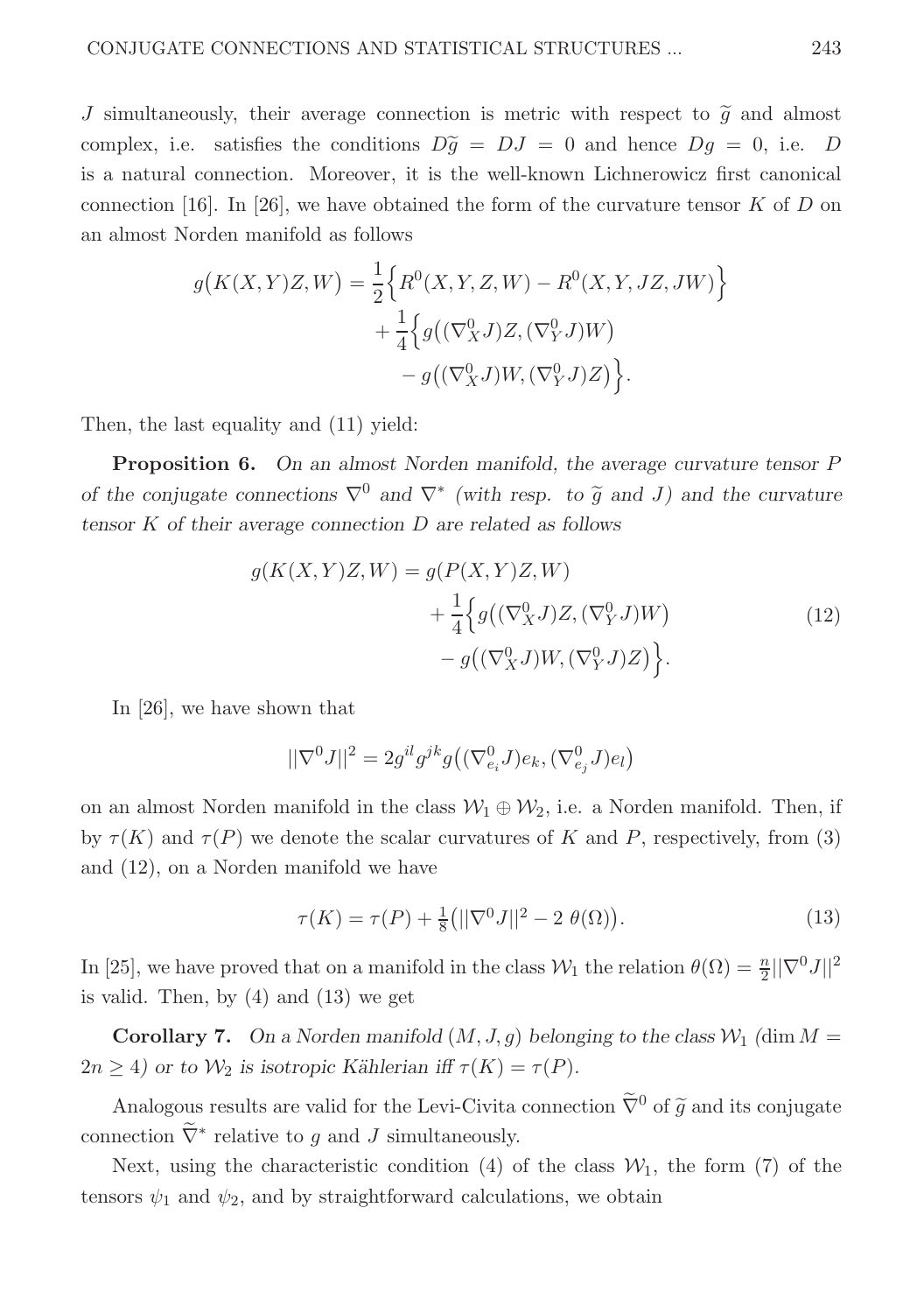$J$ simultaneously, their average connection is metric with respect to $\widetilde{g}$ and almost complex, i.e. satisfies the conditions $D\widetilde{g} = DJ = 0$ and hence $Dg = 0$, i.e. $D$ is a natural connection. Moreover, it is the well-known Lichnerowicz first canonical connection [16]. In [26], we have obtained the form of the curvature tensor $K$ of $D$ on an almost Norden manifold as follows

$$
\begin{aligned}
g\big(K(X,Y)Z,W\big) = \frac{1}{2}\Big\{&R^0(X,Y,Z,W) - R^0(X,Y,JZ,JW)\Big\} \\
&+ \frac{1}{4}\Big\{g\big((\nabla^0_X J)Z,(\nabla^0_Y J)W\big) \\
&\quad - g\big((\nabla^0_X J)W,(\nabla^0_Y J)Z\big)\Big\}.
\end{aligned}
$$

Then, the last equality and (11) yield:

**Proposition 6.** *On an almost Norden manifold, the average curvature tensor $P$ of the conjugate connections $\nabla^0$ and $\nabla^*$ (with resp. to $\widetilde{g}$ and $J$) and the curvature tensor $K$ of their average connection $D$ are related as follows*

$$
\begin{aligned}
g(K(X,Y)Z,W) = g(&P(X,Y)Z,W) \\
&+ \frac{1}{4}\Big\{g\big((\nabla^0_X J)Z,(\nabla^0_Y J)W\big) \\
&- g\big((\nabla^0_X J)W,(\nabla^0_Y J)Z\big)\Big\}.
\end{aligned}
\tag{12}
$$

In [26], we have shown that

$$
||\nabla^0 J||^2 = 2g^{il}g^{jk}g\big((\nabla^0_{e_i}J)e_k,(\nabla^0_{e_j}J)e_l\big)
$$

on an almost Norden manifold in the class $\mathcal{W}_1 \oplus \mathcal{W}_2$, i.e. a Norden manifold. Then, if by $\tau(K)$ and $\tau(P)$ we denote the scalar curvatures of $K$ and $P$, respectively, from (3) and (12), on a Norden manifold we have

$$
\tau(K) = \tau(P) + \tfrac{1}{8}\big(||\nabla^0 J||^2 - 2\ \theta(\Omega)\big). \tag{13}
$$

In [25], we have proved that on a manifold in the class $\mathcal{W}_1$ the relation $\theta(\Omega) = \frac{n}{2}||\nabla^0 J||^2$ is valid. Then, by (4) and (13) we get

**Corollary 7.** *On a Norden manifold $(M,J,g)$ belonging to the class $\mathcal{W}_1$ ($\dim M = 2n \geq 4$) or to $\mathcal{W}_2$ is isotropic Kählerian iff $\tau(K) = \tau(P)$.*

Analogous results are valid for the Levi-Civita connection $\widetilde{\nabla}^0$ of $\widetilde{g}$ and its conjugate connection $\widetilde{\nabla}^*$ relative to $g$ and $J$ simultaneously.

Next, using the characteristic condition (4) of the class $\mathcal{W}_1$, the form (7) of the tensors $\psi_1$ and $\psi_2$, and by straightforward calculations, we obtain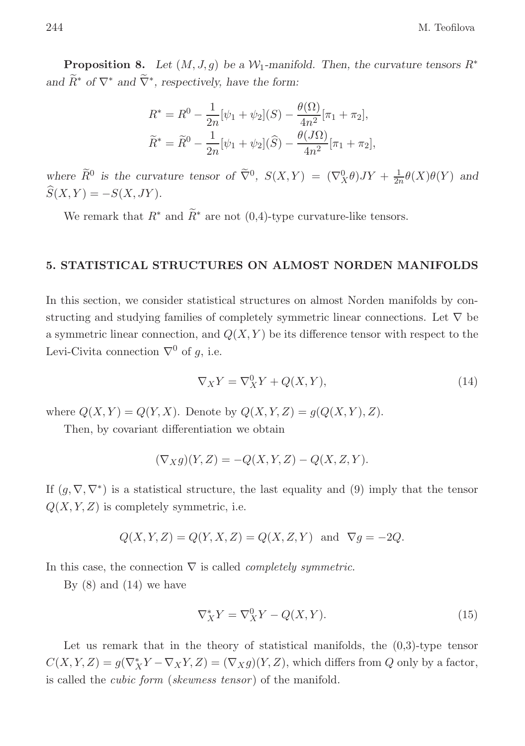**Proposition 8.** *Let $(M, J, g)$ be a $\mathcal{W}_1$-manifold. Then, the curvature tensors $R^*$ and $\widetilde{R}^*$ of $\nabla^*$ and $\widetilde{\nabla}^*$, respectively, have the form:*

$$R^* = R^0 - \frac{1}{2n}[\psi_1 + \psi_2](S) - \frac{\theta(\Omega)}{4n^2}[\pi_1 + \pi_2],$$
$$\widetilde{R}^* = \widetilde{R}^0 - \frac{1}{2n}[\psi_1 + \psi_2](\widehat{S}) - \frac{\theta(J\Omega)}{4n^2}[\pi_1 + \pi_2],$$

*where $\widetilde{R}^0$ is the curvature tensor of $\widetilde{\nabla}^0$, $S(X,Y) = (\nabla^0_X \theta)JY + \frac{1}{2n}\theta(X)\theta(Y)$ and $\widehat{S}(X,Y) = -S(X, JY)$.*

We remark that $R^*$ and $\widetilde{R}^*$ are not (0,4)-type curvature-like tensors.

## 5. STATISTICAL STRUCTURES ON ALMOST NORDEN MANIFOLDS

In this section, we consider statistical structures on almost Norden manifolds by constructing and studying families of completely symmetric linear connections. Let $\nabla$ be a symmetric linear connection, and $Q(X,Y)$ be its difference tensor with respect to the Levi-Civita connection $\nabla^0$ of $g$, i.e.

$$\nabla_X Y = \nabla^0_X Y + Q(X,Y), \tag{14}$$

where $Q(X,Y) = Q(Y,X)$. Denote by $Q(X,Y,Z) = g(Q(X,Y),Z)$.

Then, by covariant differentiation we obtain

$$(\nabla_X g)(Y,Z) = -Q(X,Y,Z) - Q(X,Z,Y).$$

If $(g, \nabla, \nabla^*)$ is a statistical structure, the last equality and (9) imply that the tensor $Q(X,Y,Z)$ is completely symmetric, i.e.

$$Q(X,Y,Z) = Q(Y,X,Z) = Q(X,Z,Y) \;\; \text{and} \;\; \nabla g = -2Q.$$

In this case, the connection $\nabla$ is called *completely symmetric*.

By (8) and (14) we have

$$\nabla^*_X Y = \nabla^0_X Y - Q(X,Y). \tag{15}$$

Let us remark that in the theory of statistical manifolds, the (0,3)-type tensor $C(X,Y,Z) = g(\nabla^*_X Y - \nabla_X Y, Z) = (\nabla_X g)(Y,Z)$, which differs from $Q$ only by a factor, is called the *cubic form* (*skewness tensor*) of the manifold.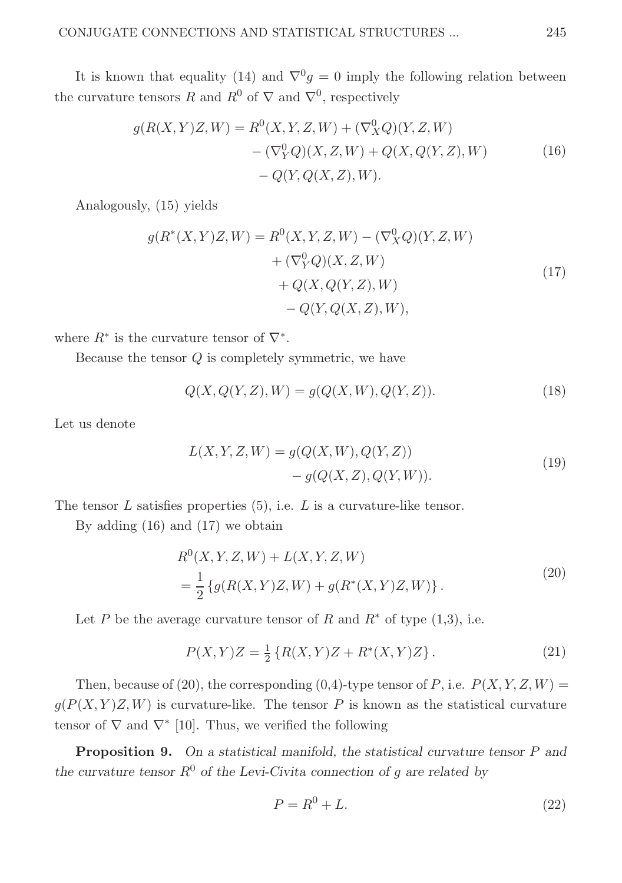It is known that equality (14) and $\nabla^0 g = 0$ imply the following relation between the curvature tensors $R$ and $R^0$ of $\nabla$ and $\nabla^0$, respectively

$$
\begin{aligned}
g(R(X,Y)Z,W) = R^0(X,Y,Z,W) &+ (\nabla^0_X Q)(Y,Z,W) \\
&- (\nabla^0_Y Q)(X,Z,W) + Q(X,Q(Y,Z),W) \\
&- Q(Y,Q(X,Z),W).
\end{aligned}
\tag{16}
$$

Analogously, (15) yields

$$
\begin{aligned}
g(R^*(X,Y)Z,W) = R^0(X,Y,Z,W) &- (\nabla^0_X Q)(Y,Z,W) \\
&+ (\nabla^0_Y Q)(X,Z,W) \\
&+ Q(X,Q(Y,Z),W) \\
&- Q(Y,Q(X,Z),W),
\end{aligned}
\tag{17}
$$

where $R^*$ is the curvature tensor of $\nabla^*$.

Because the tensor $Q$ is completely symmetric, we have

$$
Q(X,Q(Y,Z),W) = g(Q(X,W),Q(Y,Z)). \tag{18}
$$

Let us denote

$$
\begin{aligned}
L(X,Y,Z,W) = g(Q(X,W),Q(Y,Z)) \\
- g(Q(X,Z),Q(Y,W)).
\end{aligned}
\tag{19}
$$

The tensor $L$ satisfies properties (5), i.e. $L$ is a curvature-like tensor.

By adding (16) and (17) we obtain

$$
\begin{aligned}
&R^0(X,Y,Z,W) + L(X,Y,Z,W) \\
&= \frac{1}{2}\left\{g(R(X,Y)Z,W) + g(R^*(X,Y)Z,W)\right\}.
\end{aligned}
\tag{20}
$$

Let $P$ be the average curvature tensor of $R$ and $R^*$ of type (1,3), i.e.

$$
P(X,Y)Z = \tfrac{1}{2}\left\{R(X,Y)Z + R^*(X,Y)Z\right\}. \tag{21}
$$

Then, because of (20), the corresponding (0,4)-type tensor of $P$, i.e. $P(X,Y,Z,W) = g(P(X,Y)Z,W)$ is curvature-like. The tensor $P$ is known as the statistical curvature tensor of $\nabla$ and $\nabla^*$ [10]. Thus, we verified the following

**Proposition 9.** *On a statistical manifold, the statistical curvature tensor $P$ and the curvature tensor $R^0$ of the Levi-Civita connection of $g$ are related by*

$$
P = R^0 + L. \tag{22}
$$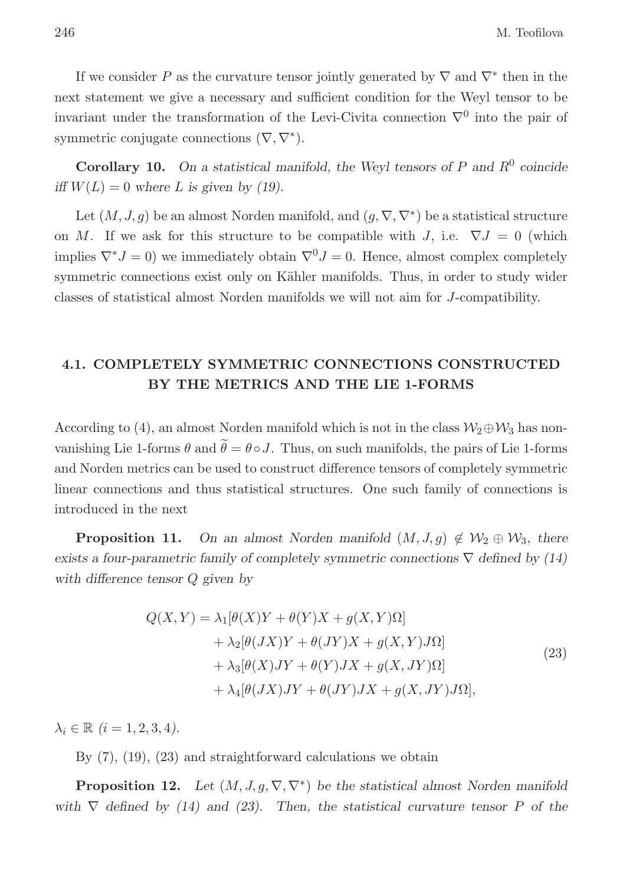If we consider $P$ as the curvature tensor jointly generated by $\nabla$ and $\nabla^*$ then in the next statement we give a necessary and sufficient condition for the Weyl tensor to be invariant under the transformation of the Levi-Civita connection $\nabla^0$ into the pair of symmetric conjugate connections $(\nabla, \nabla^*)$.

**Corollary 10.** *On a statistical manifold, the Weyl tensors of $P$ and $R^0$ coincide iff $W(L) = 0$ where $L$ is given by (19).*

Let $(M, J, g)$ be an almost Norden manifold, and $(g, \nabla, \nabla^*)$ be a statistical structure on $M$. If we ask for this structure to be compatible with $J$, i.e. $\nabla J = 0$ (which implies $\nabla^* J = 0$) we immediately obtain $\nabla^0 J = 0$. Hence, almost complex completely symmetric connections exist only on Kähler manifolds. Thus, in order to study wider classes of statistical almost Norden manifolds we will not aim for $J$-compatibility.

## 4.1. COMPLETELY SYMMETRIC CONNECTIONS CONSTRUCTED BY THE METRICS AND THE LIE 1-FORMS

According to (4), an almost Norden manifold which is not in the class $\mathcal{W}_2 \oplus \mathcal{W}_3$ has non-vanishing Lie 1-forms $\theta$ and $\widetilde{\theta} = \theta \circ J$. Thus, on such manifolds, the pairs of Lie 1-forms and Norden metrics can be used to construct difference tensors of completely symmetric linear connections and thus statistical structures. One such family of connections is introduced in the next

**Proposition 11.** *On an almost Norden manifold $(M, J, g) \notin \mathcal{W}_2 \oplus \mathcal{W}_3$, there exists a four-parametric family of completely symmetric connections $\nabla$ defined by (14) with difference tensor $Q$ given by*

$$
\begin{aligned}
Q(X, Y) = \; & \lambda_1[\theta(X)Y + \theta(Y)X + g(X, Y)\Omega] \\
& + \lambda_2[\theta(JX)Y + \theta(JY)X + g(X, Y)J\Omega] \\
& + \lambda_3[\theta(X)JY + \theta(Y)JX + g(X, JY)\Omega] \\
& + \lambda_4[\theta(JX)JY + \theta(JY)JX + g(X, JY)J\Omega],
\end{aligned}
\tag{23}
$$

*$\lambda_i \in \mathbb{R}$ $(i = 1, 2, 3, 4)$.*

By (7), (19), (23) and straightforward calculations we obtain

**Proposition 12.** *Let $(M, J, g, \nabla, \nabla^*)$ be the statistical almost Norden manifold with $\nabla$ defined by (14) and (23). Then, the statistical curvature tensor $P$ of the*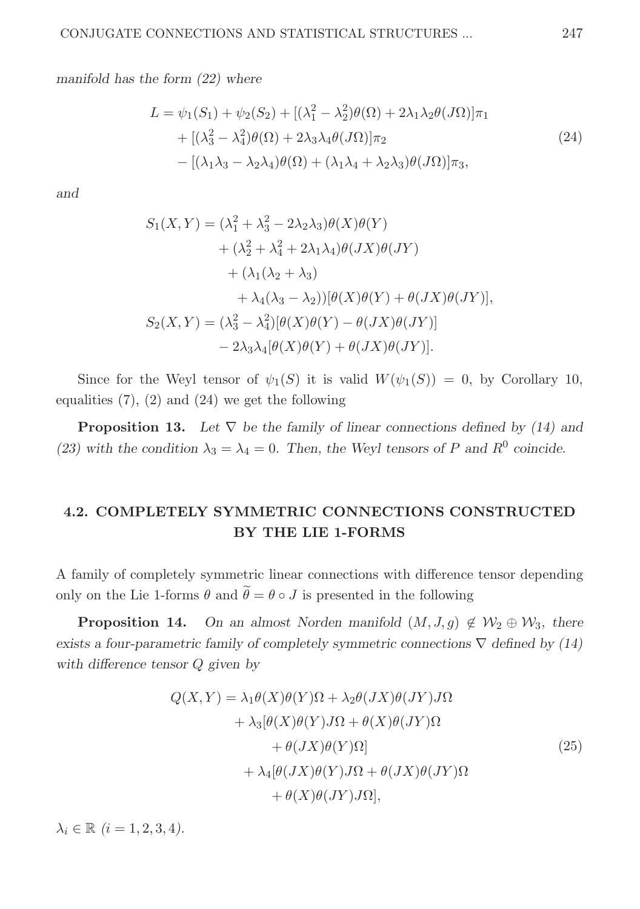*manifold has the form (22) where*

$$
\begin{aligned}
L = \psi_1(S_1) + \psi_2(S_2) &+ [(\lambda_1^2 - \lambda_2^2)\theta(\Omega) + 2\lambda_1\lambda_2\theta(J\Omega)]\pi_1 \\
&+ [(\lambda_3^2 - \lambda_4^2)\theta(\Omega) + 2\lambda_3\lambda_4\theta(J\Omega)]\pi_2 \\
&- [(\lambda_1\lambda_3 - \lambda_2\lambda_4)\theta(\Omega) + (\lambda_1\lambda_4 + \lambda_2\lambda_3)\theta(J\Omega)]\pi_3,
\end{aligned}
\tag{24}
$$

*and*

$$
\begin{aligned}
S_1(X,Y) = {} & (\lambda_1^2 + \lambda_3^2 - 2\lambda_2\lambda_3)\theta(X)\theta(Y) \\
& + (\lambda_2^2 + \lambda_4^2 + 2\lambda_1\lambda_4)\theta(JX)\theta(JY) \\
& + (\lambda_1(\lambda_2 + \lambda_3) \\
& \quad + \lambda_4(\lambda_3 - \lambda_2))[\theta(X)\theta(Y) + \theta(JX)\theta(JY)], \\
S_2(X,Y) = {} & (\lambda_3^2 - \lambda_4^2)[\theta(X)\theta(Y) - \theta(JX)\theta(JY)] \\
& - 2\lambda_3\lambda_4[\theta(X)\theta(Y) + \theta(JX)\theta(JY)].
\end{aligned}
$$

Since for the Weyl tensor of $\psi_1(S)$ it is valid $W(\psi_1(S)) = 0$, by Corollary 10, equalities (7), (2) and (24) we get the following

**Proposition 13.** *Let $\nabla$ be the family of linear connections defined by (14) and (23) with the condition $\lambda_3 = \lambda_4 = 0$. Then, the Weyl tensors of $P$ and $R^0$ coincide.*

## 4.2. COMPLETELY SYMMETRIC CONNECTIONS CONSTRUCTED BY THE LIE 1-FORMS

A family of completely symmetric linear connections with difference tensor depending only on the Lie 1-forms $\theta$ and $\widetilde{\theta} = \theta \circ J$ is presented in the following

**Proposition 14.** *On an almost Norden manifold $(M, J, g) \notin \mathcal{W}_2 \oplus \mathcal{W}_3$, there exists a four-parametric family of completely symmetric connections $\nabla$ defined by (14) with difference tensor $Q$ given by*

$$
\begin{aligned}
Q(X,Y) = {} & \lambda_1\theta(X)\theta(Y)\Omega + \lambda_2\theta(JX)\theta(JY)J\Omega \\
& + \lambda_3[\theta(X)\theta(Y)J\Omega + \theta(X)\theta(JY)\Omega \\
& \quad + \theta(JX)\theta(Y)\Omega] \\
& + \lambda_4[\theta(JX)\theta(Y)J\Omega + \theta(JX)\theta(JY)\Omega \\
& \quad + \theta(X)\theta(JY)J\Omega],
\end{aligned}
\tag{25}
$$

*$\lambda_i \in \mathbb{R}$ $(i = 1, 2, 3, 4)$.*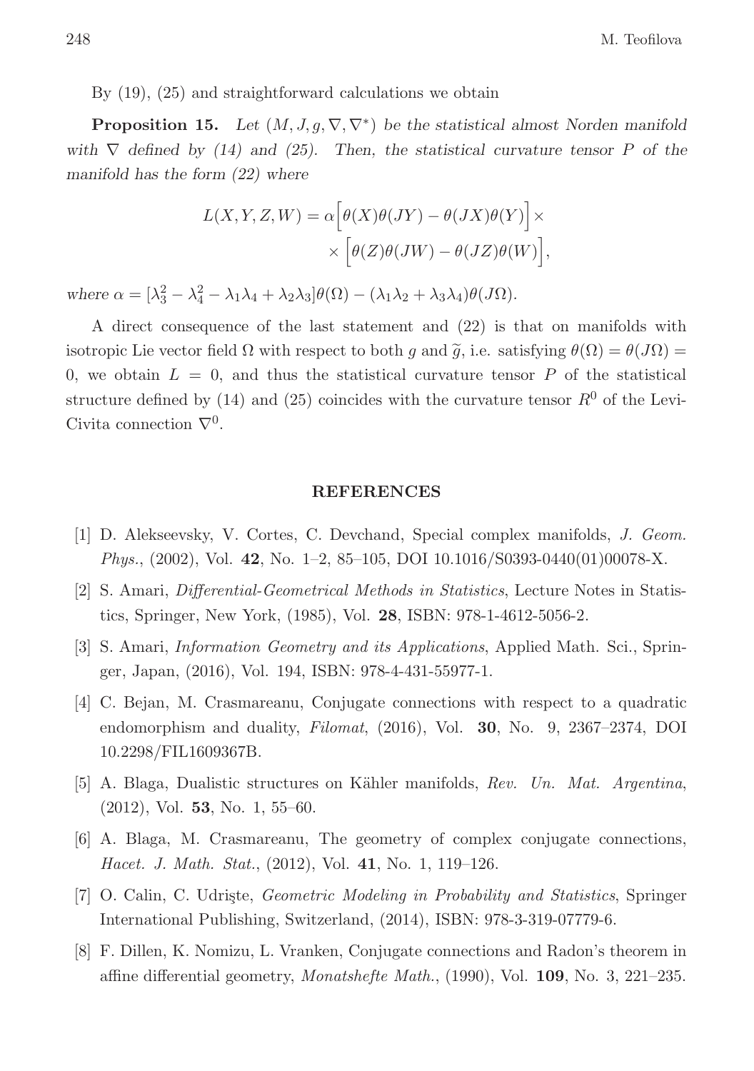By (19), (25) and straightforward calculations we obtain

**Proposition 15.** *Let $(M, J, g, \nabla, \nabla^*)$ be the statistical almost Norden manifold with $\nabla$ defined by (14) and (25). Then, the statistical curvature tensor $P$ of the manifold has the form (22) where*

$$L(X,Y,Z,W) = \alpha\Big[\theta(X)\theta(JY) - \theta(JX)\theta(Y)\Big]\times \\ \times\Big[\theta(Z)\theta(JW) - \theta(JZ)\theta(W)\Big],$$

*where* $\alpha = [\lambda_3^2 - \lambda_4^2 - \lambda_1\lambda_4 + \lambda_2\lambda_3]\theta(\Omega) - (\lambda_1\lambda_2 + \lambda_3\lambda_4)\theta(J\Omega)$.

A direct consequence of the last statement and (22) is that on manifolds with isotropic Lie vector field $\Omega$ with respect to both $g$ and $\widetilde{g}$, i.e. satisfying $\theta(\Omega) = \theta(J\Omega) = 0$, we obtain $L = 0$, and thus the statistical curvature tensor $P$ of the statistical structure defined by (14) and (25) coincides with the curvature tensor $R^0$ of the Levi-Civita connection $\nabla^0$.

## REFERENCES

[1] D. Alekseevsky, V. Cortes, C. Devchand, Special complex manifolds, *J. Geom. Phys.*, (2002), Vol. **42**, No. 1–2, 85–105, DOI 10.1016/S0393-0440(01)00078-X.

[2] S. Amari, *Differential-Geometrical Methods in Statistics*, Lecture Notes in Statistics, Springer, New York, (1985), Vol. **28**, ISBN: 978-1-4612-5056-2.

[3] S. Amari, *Information Geometry and its Applications*, Applied Math. Sci., Springer, Japan, (2016), Vol. 194, ISBN: 978-4-431-55977-1.

[4] C. Bejan, M. Crasmareanu, Conjugate connections with respect to a quadratic endomorphism and duality, *Filomat*, (2016), Vol. **30**, No. 9, 2367–2374, DOI 10.2298/FIL1609367B.

[5] A. Blaga, Dualistic structures on Kähler manifolds, *Rev. Un. Mat. Argentina*, (2012), Vol. **53**, No. 1, 55–60.

[6] A. Blaga, M. Crasmareanu, The geometry of complex conjugate connections, *Hacet. J. Math. Stat.*, (2012), Vol. **41**, No. 1, 119–126.

[7] O. Calin, C. Udrişte, *Geometric Modeling in Probability and Statistics*, Springer International Publishing, Switzerland, (2014), ISBN: 978-3-319-07779-6.

[8] F. Dillen, K. Nomizu, L. Vranken, Conjugate connections and Radon's theorem in affine differential geometry, *Monatshefte Math.*, (1990), Vol. **109**, No. 3, 221–235.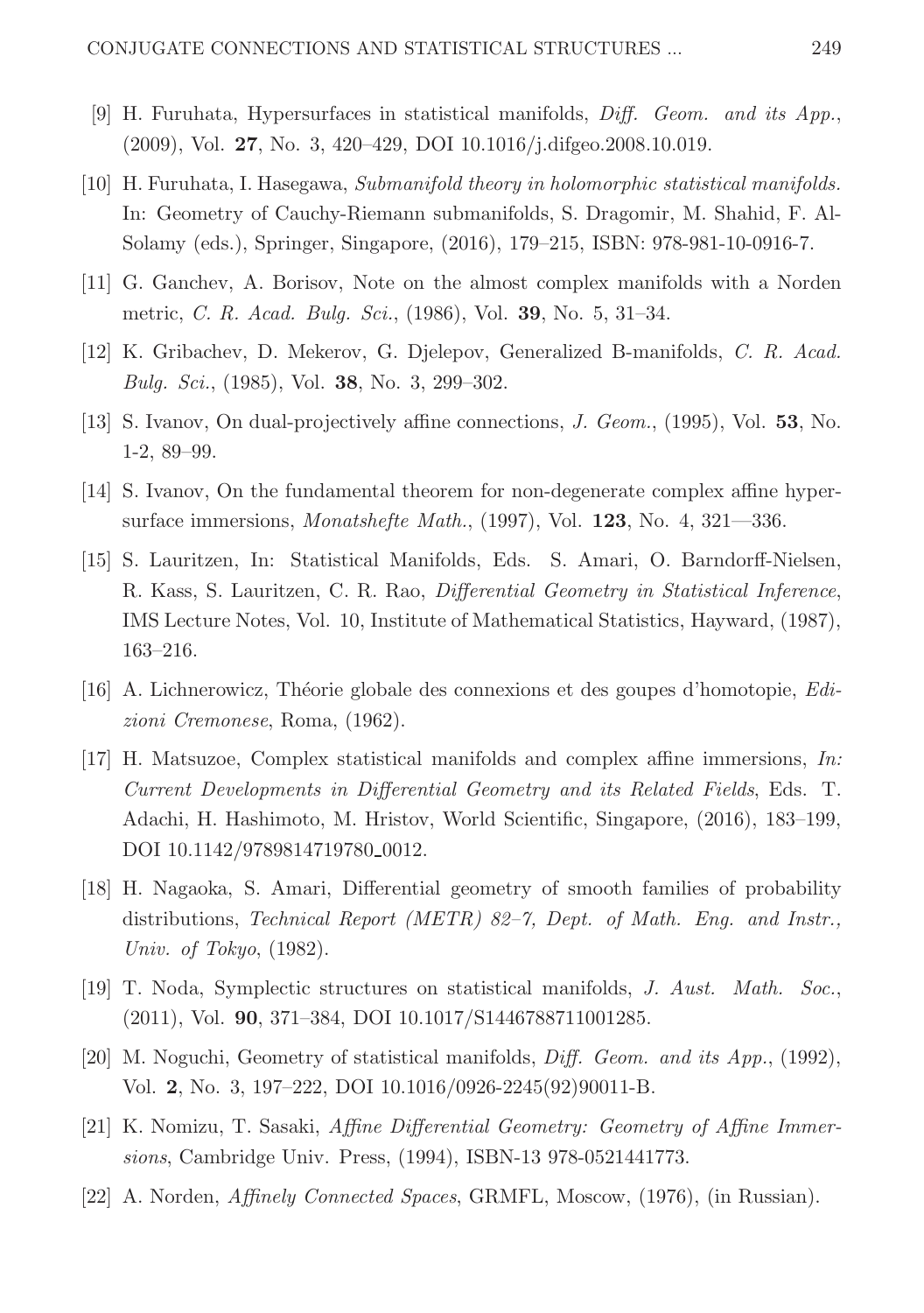[9] H. Furuhata, Hypersurfaces in statistical manifolds, *Diff. Geom. and its App.*, (2009), Vol. **27**, No. 3, 420–429, DOI 10.1016/j.difgeo.2008.10.019.

[10] H. Furuhata, I. Hasegawa, *Submanifold theory in holomorphic statistical manifolds.* In: Geometry of Cauchy-Riemann submanifolds, S. Dragomir, M. Shahid, F. Al-Solamy (eds.), Springer, Singapore, (2016), 179–215, ISBN: 978-981-10-0916-7.

[11] G. Ganchev, A. Borisov, Note on the almost complex manifolds with a Norden metric, *C. R. Acad. Bulg. Sci.*, (1986), Vol. **39**, No. 5, 31–34.

[12] K. Gribachev, D. Mekerov, G. Djelepov, Generalized B-manifolds, *C. R. Acad. Bulg. Sci.*, (1985), Vol. **38**, No. 3, 299–302.

[13] S. Ivanov, On dual-projectively affine connections, *J. Geom.*, (1995), Vol. **53**, No. 1-2, 89–99.

[14] S. Ivanov, On the fundamental theorem for non-degenerate complex affine hypersurface immersions, *Monatshefte Math.*, (1997), Vol. **123**, No. 4, 321—336.

[15] S. Lauritzen, In: Statistical Manifolds, Eds. S. Amari, O. Barndorff-Nielsen, R. Kass, S. Lauritzen, C. R. Rao, *Differential Geometry in Statistical Inference*, IMS Lecture Notes, Vol. 10, Institute of Mathematical Statistics, Hayward, (1987), 163–216.

[16] A. Lichnerowicz, Théorie globale des connexions et des goupes d'homotopie, *Edizioni Cremonese*, Roma, (1962).

[17] H. Matsuzoe, Complex statistical manifolds and complex affine immersions, *In: Current Developments in Differential Geometry and its Related Fields*, Eds. T. Adachi, H. Hashimoto, M. Hristov, World Scientific, Singapore, (2016), 183–199, DOI 10.1142/9789814719780_0012.

[18] H. Nagaoka, S. Amari, Differential geometry of smooth families of probability distributions, *Technical Report (METR) 82–7, Dept. of Math. Eng. and Instr., Univ. of Tokyo*, (1982).

[19] T. Noda, Symplectic structures on statistical manifolds, *J. Aust. Math. Soc.*, (2011), Vol. **90**, 371–384, DOI 10.1017/S1446788711001285.

[20] M. Noguchi, Geometry of statistical manifolds, *Diff. Geom. and its App.*, (1992), Vol. **2**, No. 3, 197–222, DOI 10.1016/0926-2245(92)90011-B.

[21] K. Nomizu, T. Sasaki, *Affine Differential Geometry: Geometry of Affine Immersions*, Cambridge Univ. Press, (1994), ISBN-13 978-0521441773.

[22] A. Norden, *Affinely Connected Spaces*, GRMFL, Moscow, (1976), (in Russian).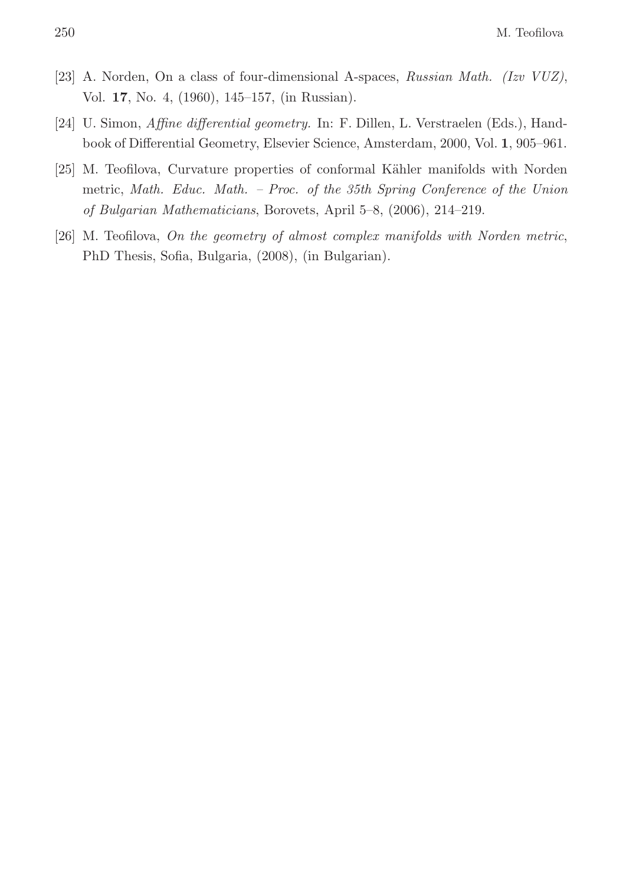[23] A. Norden, On a class of four-dimensional A-spaces, *Russian Math. (Izv VUZ)*, Vol. **17**, No. 4, (1960), 145–157, (in Russian).

[24] U. Simon, *Affine differential geometry.* In: F. Dillen, L. Verstraelen (Eds.), Handbook of Differential Geometry, Elsevier Science, Amsterdam, 2000, Vol. **1**, 905–961.

[25] M. Teofilova, Curvature properties of conformal Kähler manifolds with Norden metric, *Math. Educ. Math. – Proc. of the 35th Spring Conference of the Union of Bulgarian Mathematicians*, Borovets, April 5–8, (2006), 214–219.

[26] M. Teofilova, *On the geometry of almost complex manifolds with Norden metric*, PhD Thesis, Sofia, Bulgaria, (2008), (in Bulgarian).